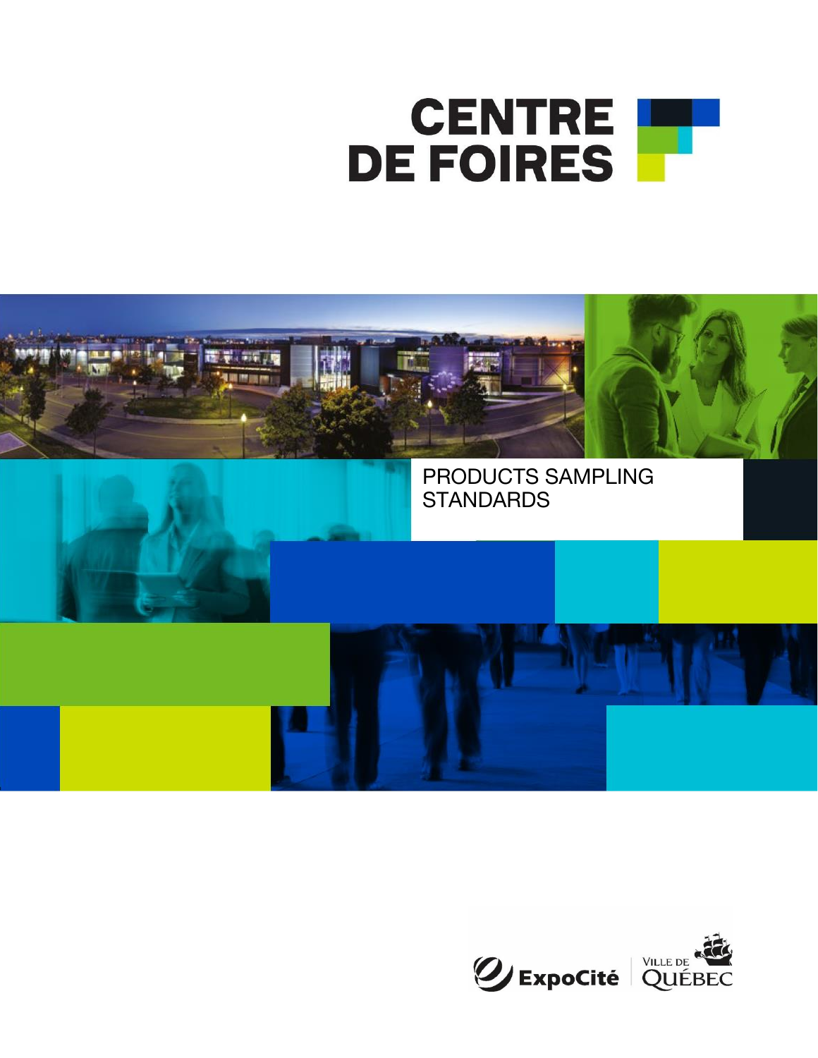# CENTRE DE FOIRES

## PRODUCTS SAMPLING STANDARDS

ExpoCité | VILLE DE QUÉBEC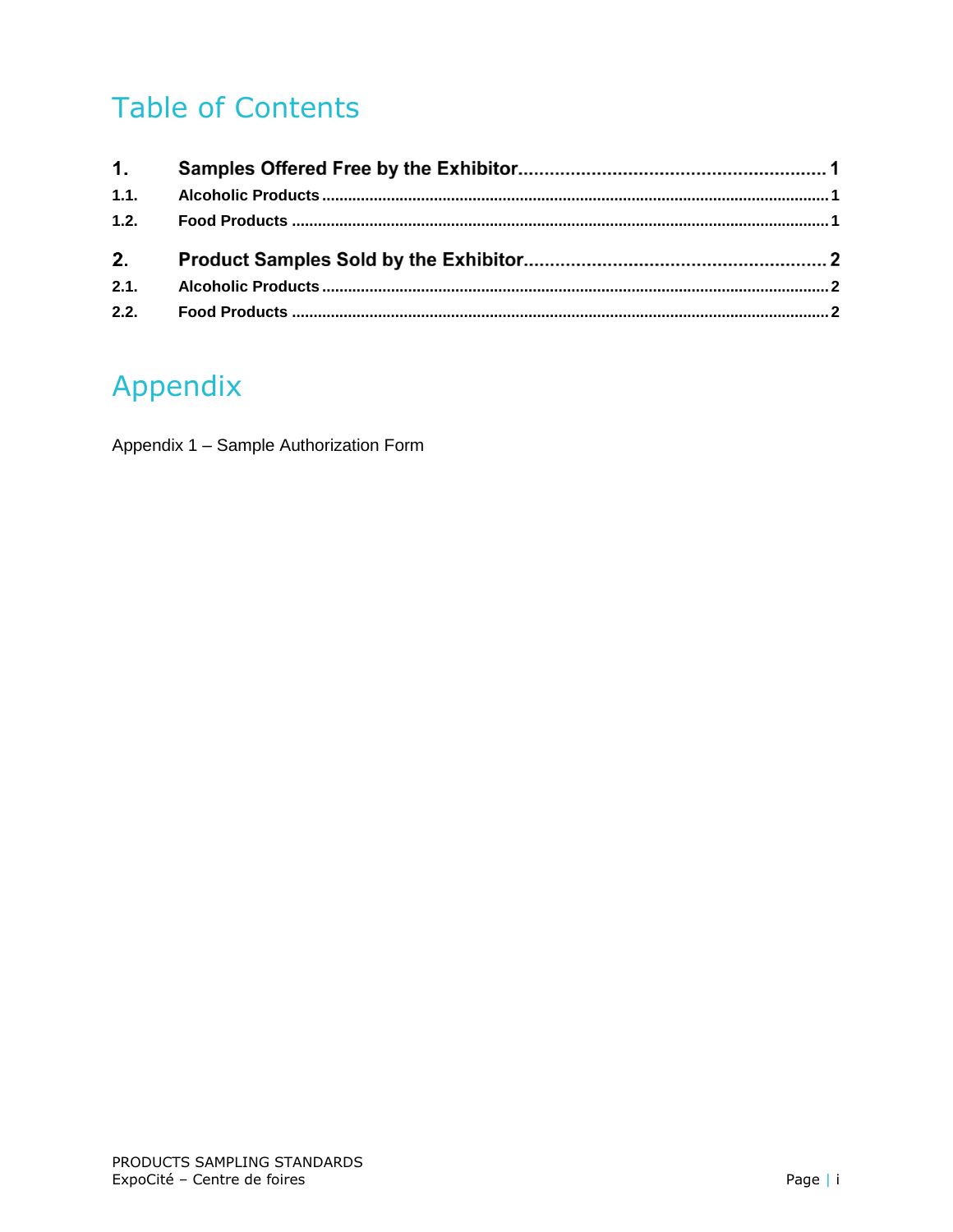# Table of Contents

**1. Samples Offered Free by the Exhibitor** .......... 1

**1.1. Alcoholic Products** .......... 1

**1.2. Food Products** .......... 1

**2. Product Samples Sold by the Exhibitor** .......... 2

**2.1. Alcoholic Products** .......... 2

**2.2. Food Products** .......... 2

# Appendix

Appendix 1 – Sample Authorization Form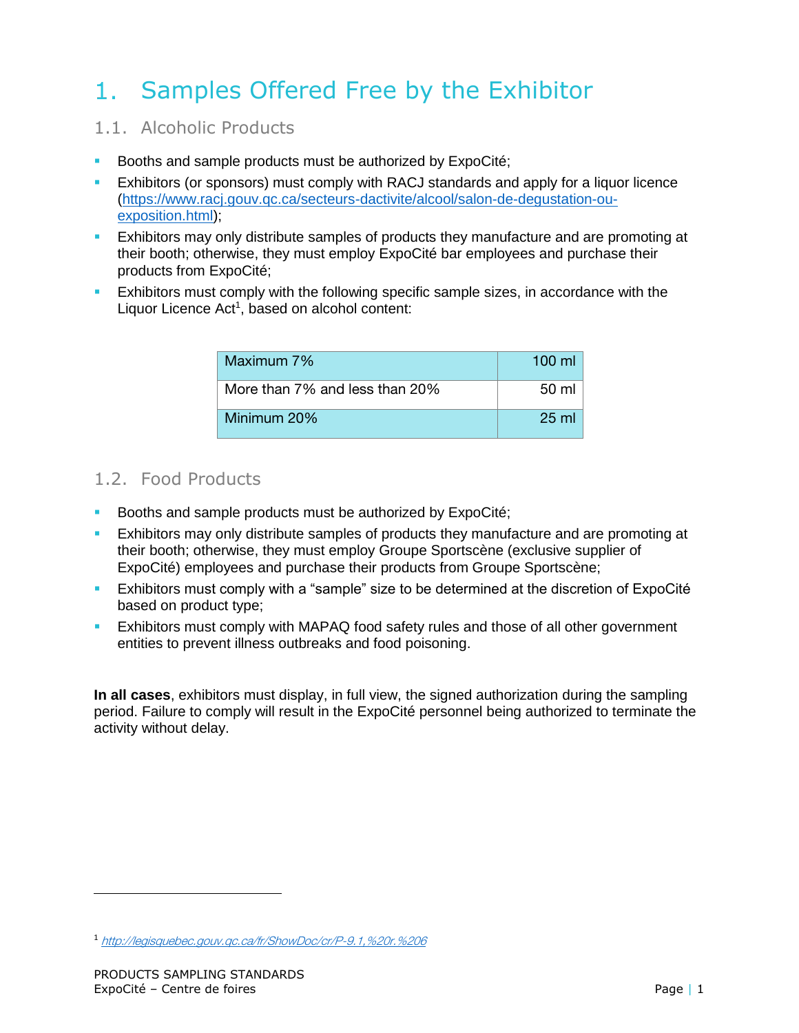# 1. Samples Offered Free by the Exhibitor

## 1.1. Alcoholic Products

- Booths and sample products must be authorized by ExpoCité;
- Exhibitors (or sponsors) must comply with RACJ standards and apply for a liquor licence (https://www.racj.gouv.qc.ca/secteurs-dactivite/alcool/salon-de-degustation-ou-exposition.html);
- Exhibitors may only distribute samples of products they manufacture and are promoting at their booth; otherwise, they must employ ExpoCité bar employees and purchase their products from ExpoCité;
- Exhibitors must comply with the following specific sample sizes, in accordance with the Liquor Licence Act[1], based on alcohol content:

| Alcohol content | Sample size |
|---|---|
| Maximum 7% | 100 ml |
| More than 7% and less than 20% | 50 ml |
| Minimum 20% | 25 ml |

## 1.2. Food Products

- Booths and sample products must be authorized by ExpoCité;
- Exhibitors may only distribute samples of products they manufacture and are promoting at their booth; otherwise, they must employ Groupe Sportscène (exclusive supplier of ExpoCité) employees and purchase their products from Groupe Sportscène;
- Exhibitors must comply with a "sample" size to be determined at the discretion of ExpoCité based on product type;
- Exhibitors must comply with MAPAQ food safety rules and those of all other government entities to prevent illness outbreaks and food poisoning.

**In all cases**, exhibitors must display, in full view, the signed authorization during the sampling period. Failure to comply will result in the ExpoCité personnel being authorized to terminate the activity without delay.

[1] *http://legisquebec.gouv.qc.ca/fr/ShowDoc/cr/P-9.1,%20r.%206*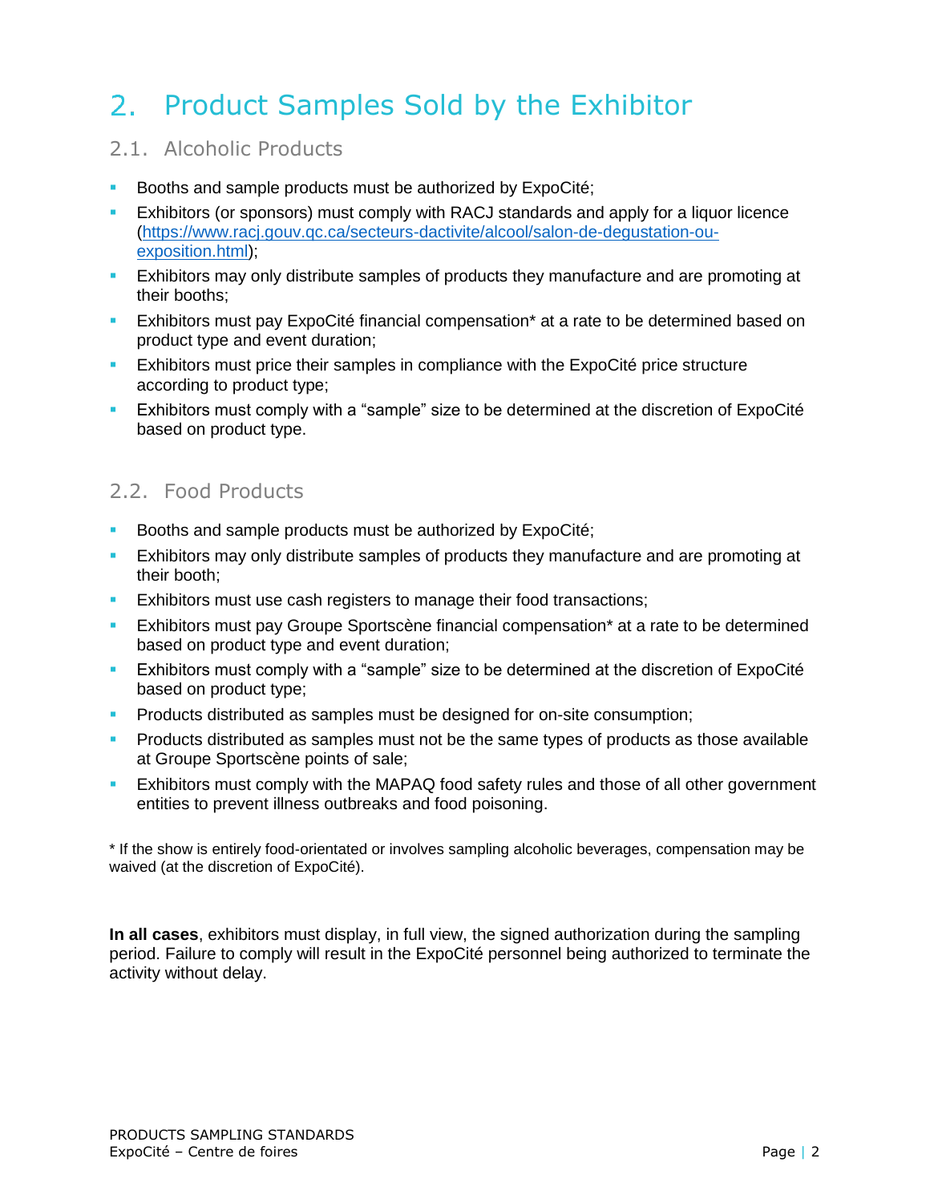# 2. Product Samples Sold by the Exhibitor

## 2.1. Alcoholic Products

- Booths and sample products must be authorized by ExpoCité;
- Exhibitors (or sponsors) must comply with RACJ standards and apply for a liquor licence ([https://www.racj.gouv.qc.ca/secteurs-dactivite/alcool/salon-de-degustation-ou-exposition.html](https://www.racj.gouv.qc.ca/secteurs-dactivite/alcool/salon-de-degustation-ou-exposition.html));
- Exhibitors may only distribute samples of products they manufacture and are promoting at their booths;
- Exhibitors must pay ExpoCité financial compensation* at a rate to be determined based on product type and event duration;
- Exhibitors must price their samples in compliance with the ExpoCité price structure according to product type;
- Exhibitors must comply with a "sample" size to be determined at the discretion of ExpoCité based on product type.

## 2.2. Food Products

- Booths and sample products must be authorized by ExpoCité;
- Exhibitors may only distribute samples of products they manufacture and are promoting at their booth;
- Exhibitors must use cash registers to manage their food transactions;
- Exhibitors must pay Groupe Sportscène financial compensation* at a rate to be determined based on product type and event duration;
- Exhibitors must comply with a "sample" size to be determined at the discretion of ExpoCité based on product type;
- Products distributed as samples must be designed for on-site consumption;
- Products distributed as samples must not be the same types of products as those available at Groupe Sportscène points of sale;
- Exhibitors must comply with the MAPAQ food safety rules and those of all other government entities to prevent illness outbreaks and food poisoning.

* If the show is entirely food-orientated or involves sampling alcoholic beverages, compensation may be waived (at the discretion of ExpoCité).

**In all cases**, exhibitors must display, in full view, the signed authorization during the sampling period. Failure to comply will result in the ExpoCité personnel being authorized to terminate the activity without delay.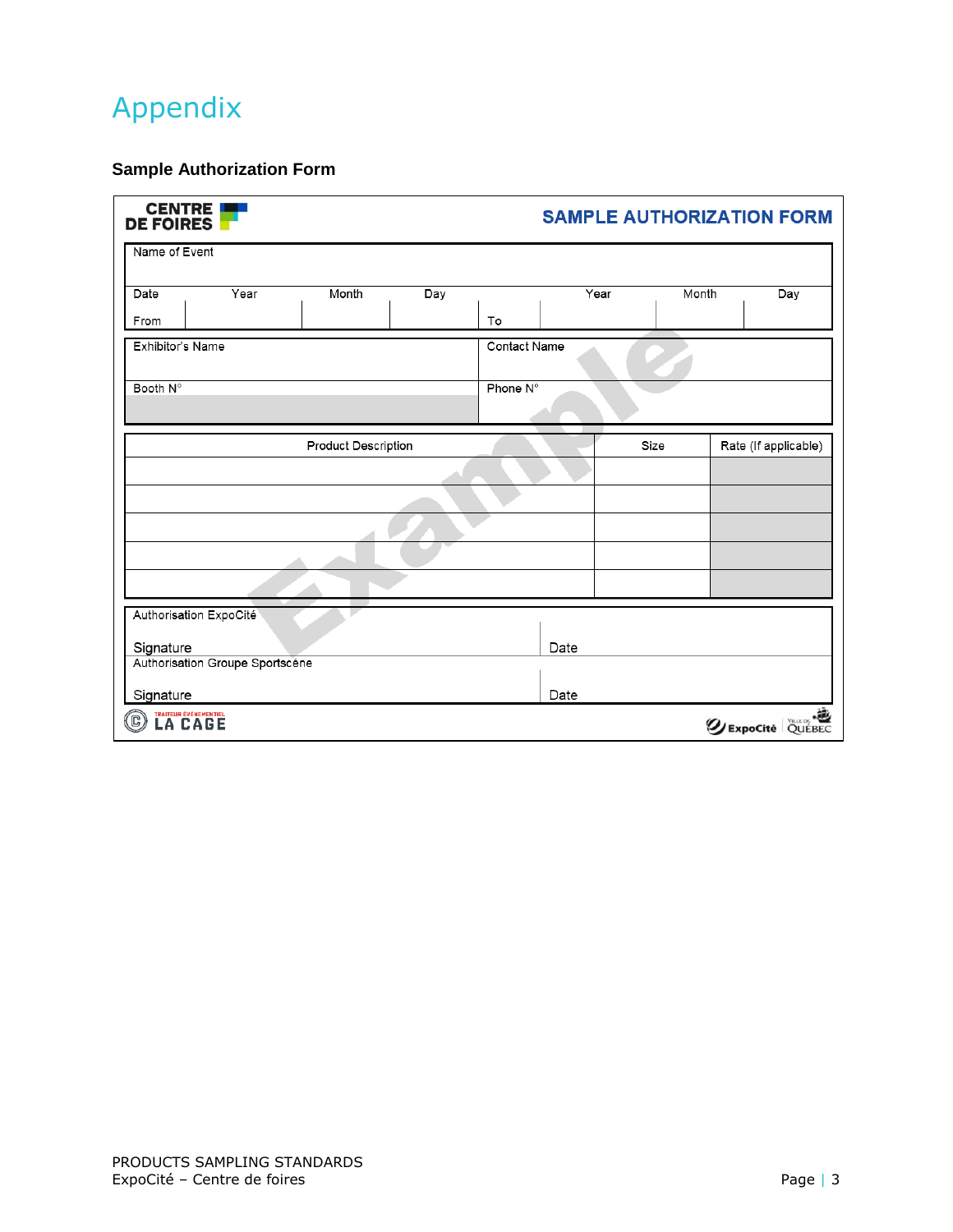# Appendix

**Sample Authorization Form**

CENTRE DE FOIRES

**SAMPLE AUTHORIZATION FORM**

| | | | | | | | |
|---|---|---|---|---|---|---|---|
| Name of Event | | | | | | | |
| Date | Year | Month | Day | | Year | Month | Day |
| From | | | | To | | | |

| | |
|---|---|
| Exhibitor's Name | Contact Name |
| Booth N° | Phone N° |

| Product Description | Size | Rate (If applicable) |
|---|---|---|
| | | |
| | | |
| | | |
| | | |
| | | |

| | |
|---|---|
| Authorisation ExpoCité | |
| Signature | Date |
| Authorisation Groupe Sportscène | |
| Signature | Date |

Example

TRAITEUR ÉVÉNEMENTIEL LA CAGE

ExpoCité | VILLE DE QUÉBEC

PRODUCTS SAMPLING STANDARDS
ExpoCité – Centre de foires